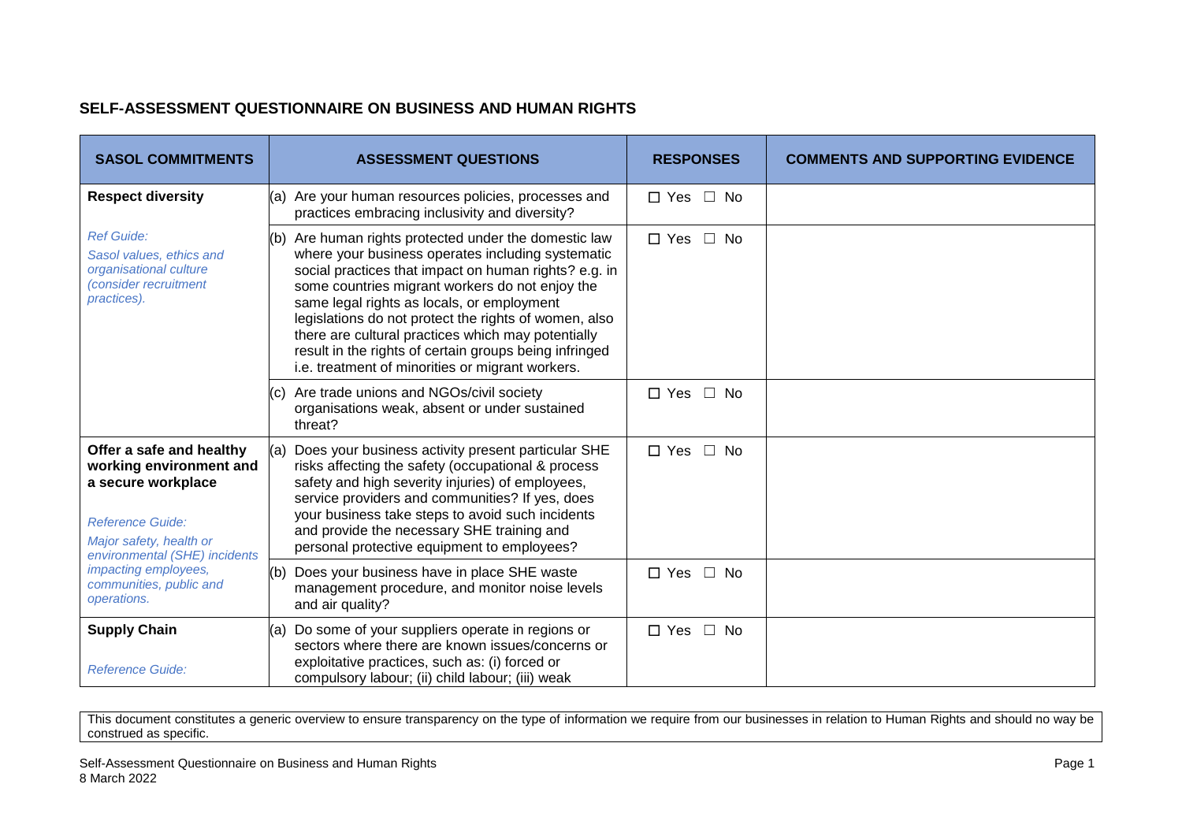## SELF-ASSESSMENT QUESTIONNAIRE ON BUSINESS AND HUMAN RIGHTS

| SASOL COMMITMENTS | ASSESSMENT QUESTIONS | RESPONSES | COMMENTS AND SUPPORTING EVIDENCE |
|---|---|---|---|
| **Respect diversity**<br><br>*Ref Guide:*<br>*Sasol values, ethics and organisational culture (consider recruitment practices).* | (a) Are your human resources policies, processes and practices embracing inclusivity and diversity? | ☐ Yes ☐ No | |
| | (b) Are human rights protected under the domestic law where your business operates including systematic social practices that impact on human rights? e.g. in some countries migrant workers do not enjoy the same legal rights as locals, or employment legislations do not protect the rights of women, also there are cultural practices which may potentially result in the rights of certain groups being infringed i.e. treatment of minorities or migrant workers. | ☐ Yes ☐ No | |
| | (c) Are trade unions and NGOs/civil society organisations weak, absent or under sustained threat? | ☐ Yes ☐ No | |
| **Offer a safe and healthy working environment and a secure workplace**<br><br>*Reference Guide:*<br>*Major safety, health or environmental (SHE) incidents impacting employees, communities, public and operations.* | (a) Does your business activity present particular SHE risks affecting the safety (occupational & process safety and high severity injuries) of employees, service providers and communities? If yes, does your business take steps to avoid such incidents and provide the necessary SHE training and personal protective equipment to employees? | ☐ Yes ☐ No | |
| | (b) Does your business have in place SHE waste management procedure, and monitor noise levels and air quality? | ☐ Yes ☐ No | |
| **Supply Chain**<br><br>*Reference Guide:* | (a) Do some of your suppliers operate in regions or sectors where there are known issues/concerns or exploitative practices, such as: (i) forced or compulsory labour; (ii) child labour; (iii) weak | ☐ Yes ☐ No | |

This document constitutes a generic overview to ensure transparency on the type of information we require from our businesses in relation to Human Rights and should no way be construed as specific.

Self-Assessment Questionnaire on Business and Human Rights
8 March 2022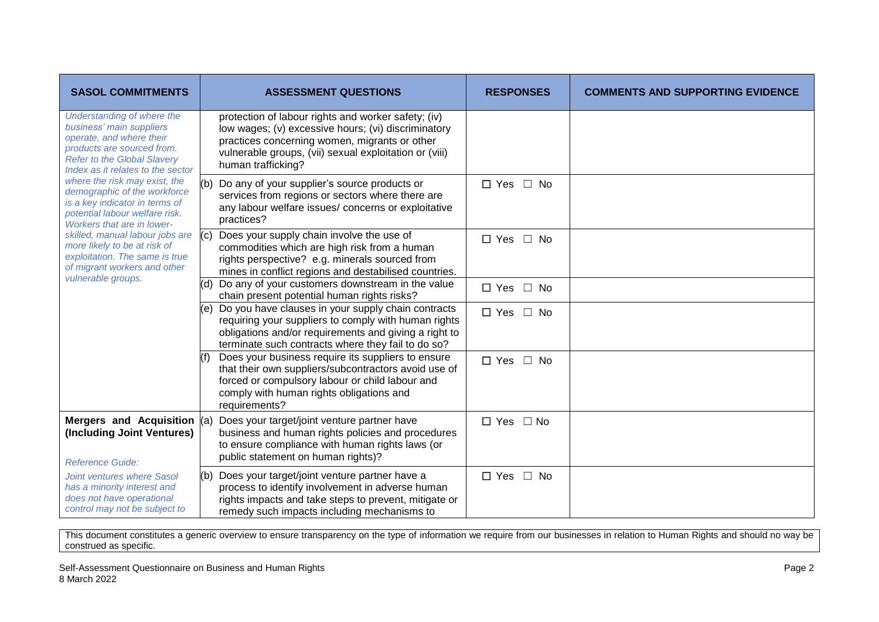| SASOL COMMITMENTS | ASSESSMENT QUESTIONS | RESPONSES | COMMENTS AND SUPPORTING EVIDENCE |
|---|---|---|---|
| *Understanding of where the business' main suppliers operate, and where their products are sourced from. Refer to the Global Slavery Index as it relates to the sector where the risk may exist, the demographic of the workforce is a key indicator in terms of potential labour welfare risk. Workers that are in lower-skilled, manual labour jobs are more likely to be at risk of exploitation. The same is true of migrant workers and other vulnerable groups.* | protection of labour rights and worker safety; (iv) low wages; (v) excessive hours; (vi) discriminatory practices concerning women, migrants or other vulnerable groups, (vii) sexual exploitation or (viii) human trafficking? | | |
| | (b) Do any of your supplier's source products or services from regions or sectors where there are any labour welfare issues/ concerns or exploitative practices? | ☐ Yes ☐ No | |
| | (c) Does your supply chain involve the use of commodities which are high risk from a human rights perspective? e.g. minerals sourced from mines in conflict regions and destabilised countries. | ☐ Yes ☐ No | |
| | (d) Do any of your customers downstream in the value chain present potential human rights risks? | ☐ Yes ☐ No | |
| | (e) Do you have clauses in your supply chain contracts requiring your suppliers to comply with human rights obligations and/or requirements and giving a right to terminate such contracts where they fail to do so? | ☐ Yes ☐ No | |
| | (f) Does your business require its suppliers to ensure that their own suppliers/subcontractors avoid use of forced or compulsory labour or child labour and comply with human rights obligations and requirements? | ☐ Yes ☐ No | |
| **Mergers and Acquisition (Including Joint Ventures)**<br><br>*Reference Guide:* | (a) Does your target/joint venture partner have business and human rights policies and procedures to ensure compliance with human rights laws (or public statement on human rights)? | ☐ Yes ☐ No | |
| *Joint ventures where Sasol has a minority interest and does not have operational control may not be subject to* | (b) Does your target/joint venture partner have a process to identify involvement in adverse human rights impacts and take steps to prevent, mitigate or remedy such impacts including mechanisms to | ☐ Yes ☐ No | |

This document constitutes a generic overview to ensure transparency on the type of information we require from our businesses in relation to Human Rights and should no way be construed as specific.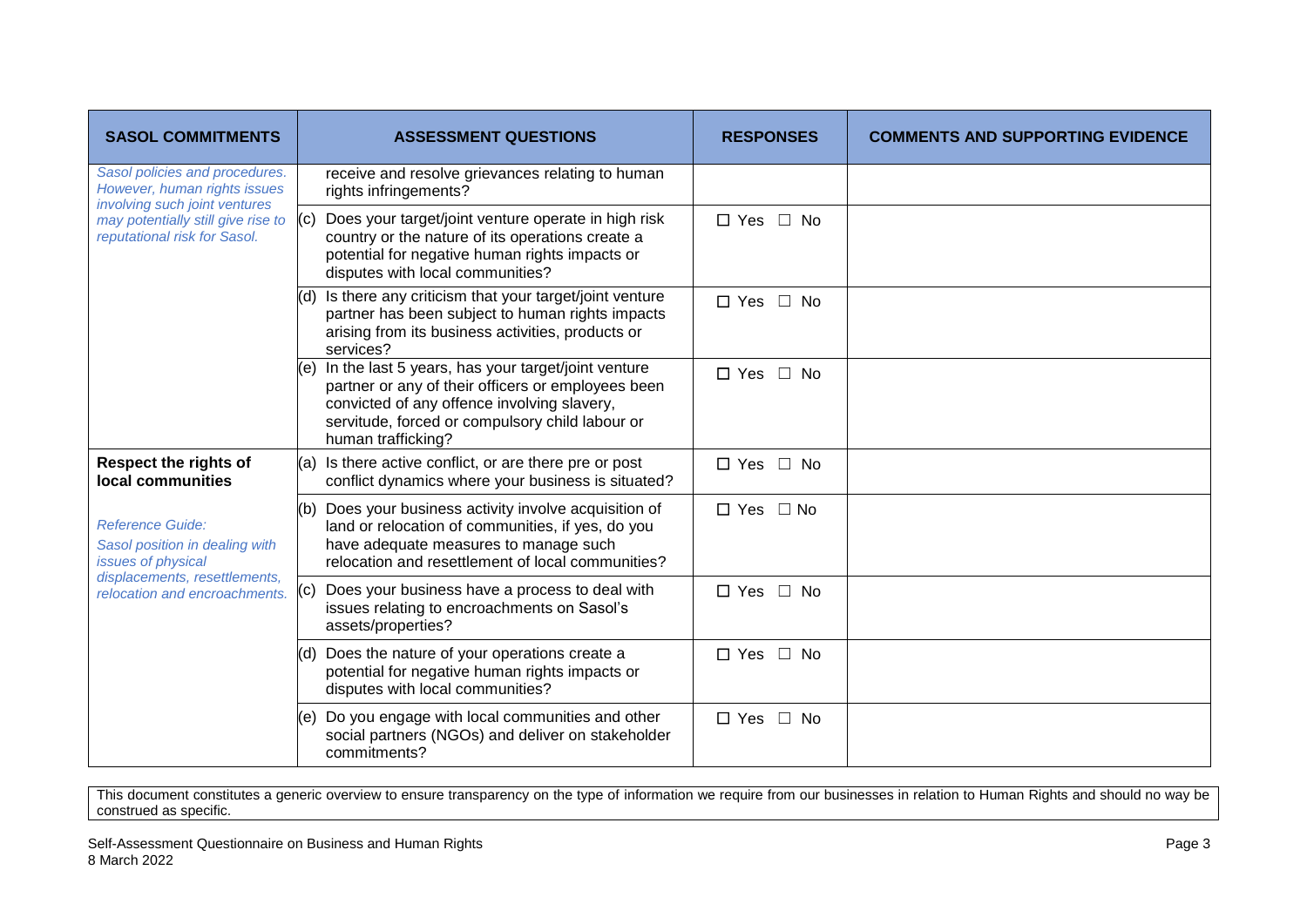| SASOL COMMITMENTS | ASSESSMENT QUESTIONS | RESPONSES | COMMENTS AND SUPPORTING EVIDENCE |
|---|---|---|---|
| *Sasol policies and procedures. However, human rights issues involving such joint ventures may potentially still give rise to reputational risk for Sasol.* | receive and resolve grievances relating to human rights infringements? | | |
| | (c) Does your target/joint venture operate in high risk country or the nature of its operations create a potential for negative human rights impacts or disputes with local communities? | ☐ Yes ☐ No | |
| | (d) Is there any criticism that your target/joint venture partner has been subject to human rights impacts arising from its business activities, products or services? | ☐ Yes ☐ No | |
| | (e) In the last 5 years, has your target/joint venture partner or any of their officers or employees been convicted of any offence involving slavery, servitude, forced or compulsory child labour or human trafficking? | ☐ Yes ☐ No | |
| **Respect the rights of local communities**<br><br>*Reference Guide: Sasol position in dealing with issues of physical displacements, resettlements, relocation and encroachments.* | (a) Is there active conflict, or are there pre or post conflict dynamics where your business is situated? | ☐ Yes ☐ No | |
| | (b) Does your business activity involve acquisition of land or relocation of communities, if yes, do you have adequate measures to manage such relocation and resettlement of local communities? | ☐ Yes ☐ No | |
| | (c) Does your business have a process to deal with issues relating to encroachments on Sasol's assets/properties? | ☐ Yes ☐ No | |
| | (d) Does the nature of your operations create a potential for negative human rights impacts or disputes with local communities? | ☐ Yes ☐ No | |
| | (e) Do you engage with local communities and other social partners (NGOs) and deliver on stakeholder commitments? | ☐ Yes ☐ No | |

This document constitutes a generic overview to ensure transparency on the type of information we require from our businesses in relation to Human Rights and should no way be construed as specific.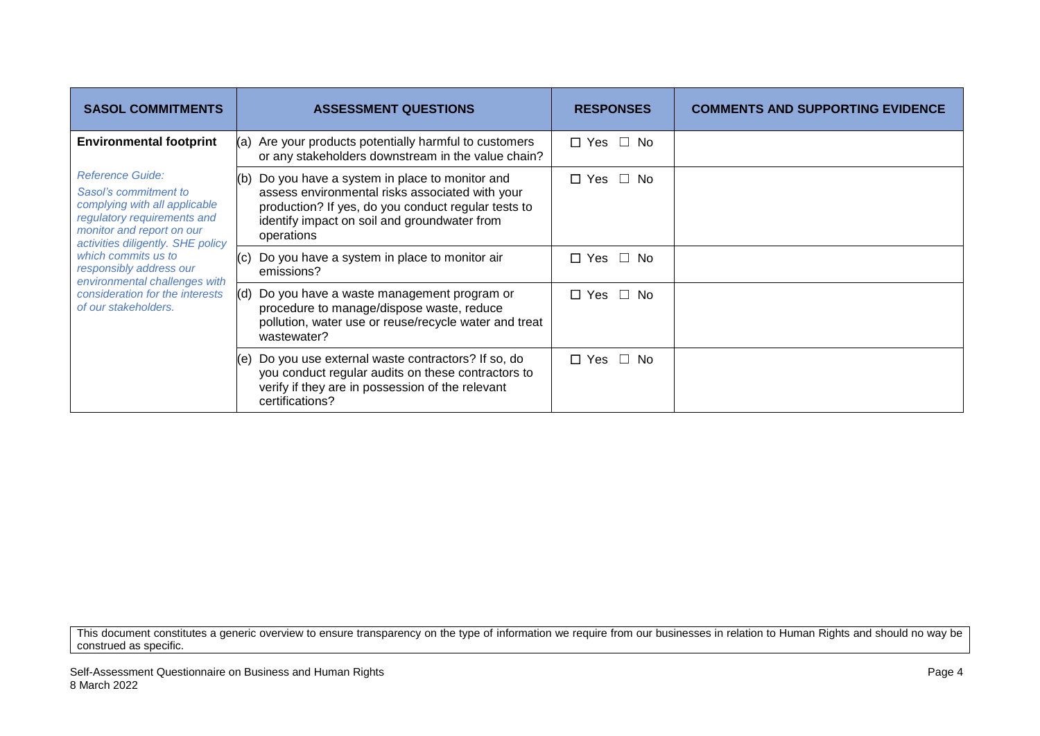| SASOL COMMITMENTS | ASSESSMENT QUESTIONS | RESPONSES | COMMENTS AND SUPPORTING EVIDENCE |
|---|---|---|---|
| **Environmental footprint**<br><br>*Reference Guide:*<br>*Sasol's commitment to complying with all applicable regulatory requirements and monitor and report on our activities diligently. SHE policy which commits us to responsibly address our environmental challenges with consideration for the interests of our stakeholders.* | (a) Are your products potentially harmful to customers or any stakeholders downstream in the value chain? | ☐ Yes ☐ No | |
| | (b) Do you have a system in place to monitor and assess environmental risks associated with your production? If yes, do you conduct regular tests to identify impact on soil and groundwater from operations | ☐ Yes ☐ No | |
| | (c) Do you have a system in place to monitor air emissions? | ☐ Yes ☐ No | |
| | (d) Do you have a waste management program or procedure to manage/dispose waste, reduce pollution, water use or reuse/recycle water and treat wastewater? | ☐ Yes ☐ No | |
| | (e) Do you use external waste contractors? If so, do you conduct regular audits on these contractors to verify if they are in possession of the relevant certifications? | ☐ Yes ☐ No | |

This document constitutes a generic overview to ensure transparency on the type of information we require from our businesses in relation to Human Rights and should no way be construed as specific.